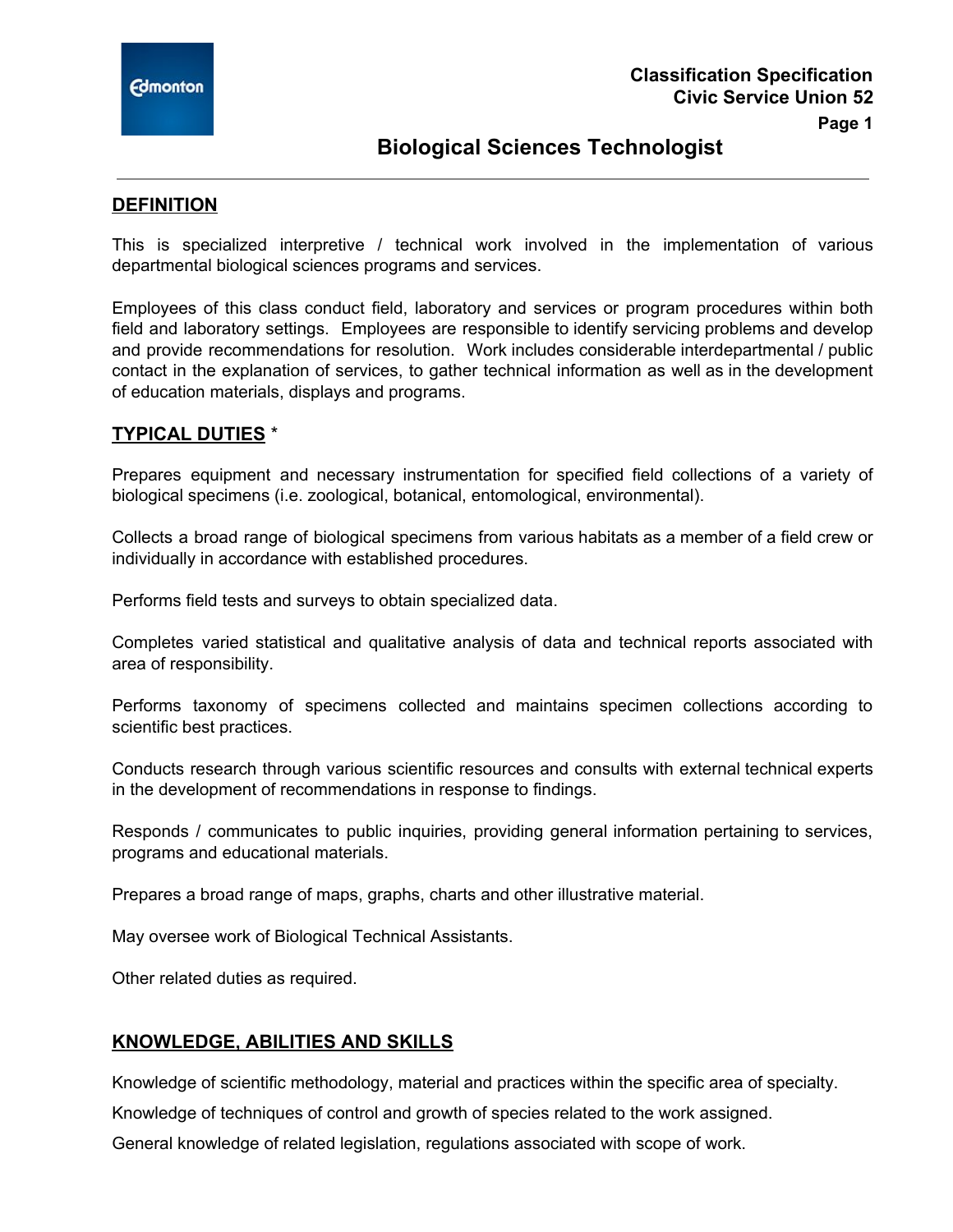Classification Specification
Civic Service Union 52

# Biological Sciences Technologist

## DEFINITION

This is specialized interpretive / technical work involved in the implementation of various departmental biological sciences programs and services.

Employees of this class conduct field, laboratory and services or program procedures within both field and laboratory settings. Employees are responsible to identify servicing problems and develop and provide recommendations for resolution. Work includes considerable interdepartmental / public contact in the explanation of services, to gather technical information as well as in the development of education materials, displays and programs.

## TYPICAL DUTIES *

Prepares equipment and necessary instrumentation for specified field collections of a variety of biological specimens (i.e. zoological, botanical, entomological, environmental).

Collects a broad range of biological specimens from various habitats as a member of a field crew or individually in accordance with established procedures.

Performs field tests and surveys to obtain specialized data.

Completes varied statistical and qualitative analysis of data and technical reports associated with area of responsibility.

Performs taxonomy of specimens collected and maintains specimen collections according to scientific best practices.

Conducts research through various scientific resources and consults with external technical experts in the development of recommendations in response to findings.

Responds / communicates to public inquiries, providing general information pertaining to services, programs and educational materials.

Prepares a broad range of maps, graphs, charts and other illustrative material.

May oversee work of Biological Technical Assistants.

Other related duties as required.

## KNOWLEDGE, ABILITIES AND SKILLS

Knowledge of scientific methodology, material and practices within the specific area of specialty.

Knowledge of techniques of control and growth of species related to the work assigned.

General knowledge of related legislation, regulations associated with scope of work.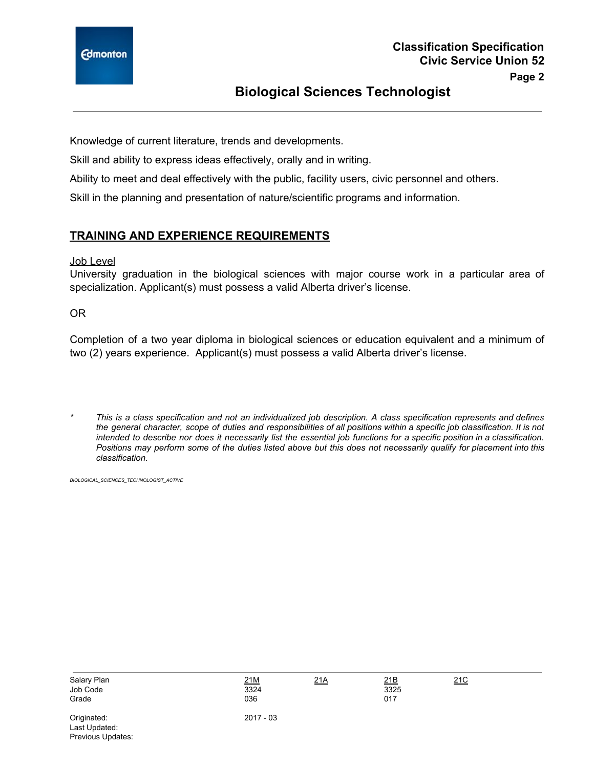Knowledge of current literature, trends and developments.

Skill and ability to express ideas effectively, orally and in writing.

Ability to meet and deal effectively with the public, facility users, civic personnel and others.

Skill in the planning and presentation of nature/scientific programs and information.

## TRAINING AND EXPERIENCE REQUIREMENTS

Job Level
University graduation in the biological sciences with major course work in a particular area of specialization. Applicant(s) must possess a valid Alberta driver's license.

OR

Completion of a two year diploma in biological sciences or education equivalent and a minimum of two (2) years experience. Applicant(s) must possess a valid Alberta driver's license.

\* *This is a class specification and not an individualized job description. A class specification represents and defines the general character, scope of duties and responsibilities of all positions within a specific job classification. It is not intended to describe nor does it necessarily list the essential job functions for a specific position in a classification. Positions may perform some of the duties listed above but this does not necessarily qualify for placement into this classification.*

*BIOLOGICAL_SCIENCES_TECHNOLOGIST_ACTIVE*

| | | | | |
|---|---|---|---|---|
| Salary Plan | 21M | 21A | 21B | 21C |
| Job Code | 3324 | | 3325 | |
| Grade | 036 | | 017 | |
| Originated: | 2017 - 03 | | | |
| Last Updated: | | | | |
| Previous Updates: | | | | |